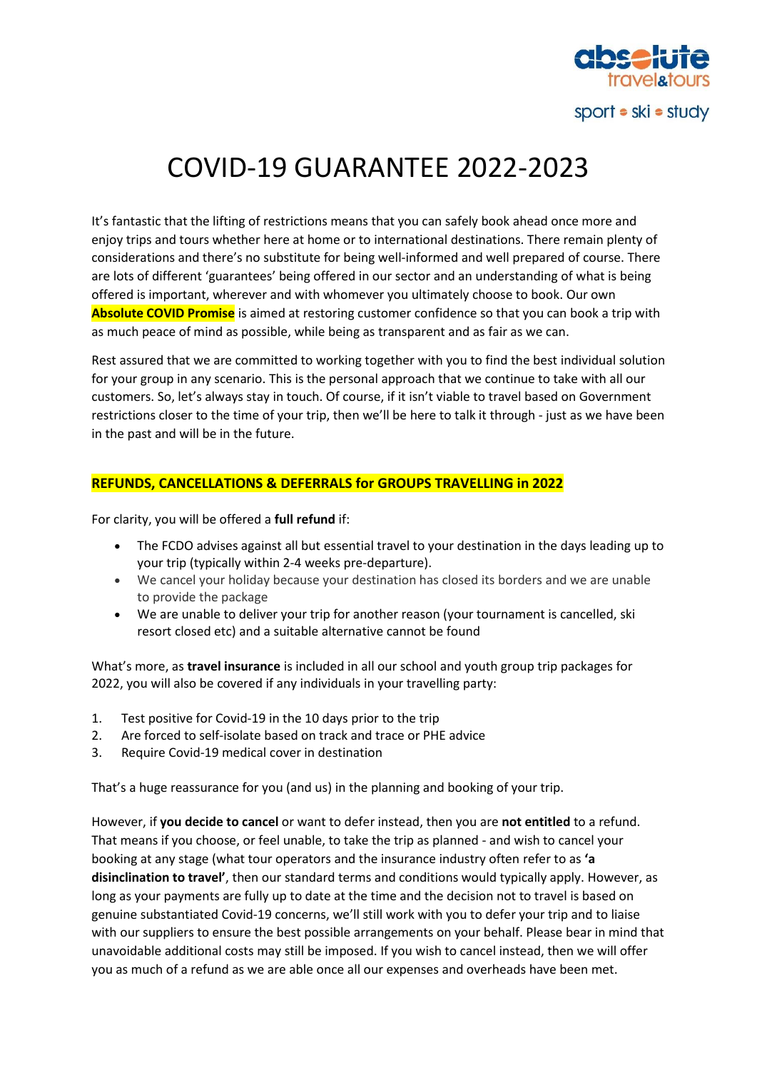# COVID-19 GUARANTEE 2022-2023

It's fantastic that the lifting of restrictions means that you can safely book ahead once more and enjoy trips and tours whether here at home or to international destinations. There remain plenty of considerations and there's no substitute for being well-informed and well prepared of course. There are lots of different 'guarantees' being offered in our sector and an understanding of what is being offered is important, wherever and with whomever you ultimately choose to book. Our own **Absolute COVID Promise** is aimed at restoring customer confidence so that you can book a trip with as much peace of mind as possible, while being as transparent and as fair as we can.

Rest assured that we are committed to working together with you to find the best individual solution for your group in any scenario. This is the personal approach that we continue to take with all our customers. So, let's always stay in touch. Of course, if it isn't viable to travel based on Government restrictions closer to the time of your trip, then we'll be here to talk it through - just as we have been in the past and will be in the future.

## REFUNDS, CANCELLATIONS & DEFERRALS for GROUPS TRAVELLING in 2022

For clarity, you will be offered a **full refund** if:

- The FCDO advises against all but essential travel to your destination in the days leading up to your trip (typically within 2-4 weeks pre-departure).
- We cancel your holiday because your destination has closed its borders and we are unable to provide the package
- We are unable to deliver your trip for another reason (your tournament is cancelled, ski resort closed etc) and a suitable alternative cannot be found

What's more, as **travel insurance** is included in all our school and youth group trip packages for 2022, you will also be covered if any individuals in your travelling party:

1. Test positive for Covid-19 in the 10 days prior to the trip
2. Are forced to self-isolate based on track and trace or PHE advice
3. Require Covid-19 medical cover in destination

That's a huge reassurance for you (and us) in the planning and booking of your trip.

However, if **you decide to cancel** or want to defer instead, then you are **not entitled** to a refund. That means if you choose, or feel unable, to take the trip as planned - and wish to cancel your booking at any stage (what tour operators and the insurance industry often refer to as **'a disinclination to travel'**, then our standard terms and conditions would typically apply. However, as long as your payments are fully up to date at the time and the decision not to travel is based on genuine substantiated Covid-19 concerns, we'll still work with you to defer your trip and to liaise with our suppliers to ensure the best possible arrangements on your behalf. Please bear in mind that unavoidable additional costs may still be imposed. If you wish to cancel instead, then we will offer you as much of a refund as we are able once all our expenses and overheads have been met.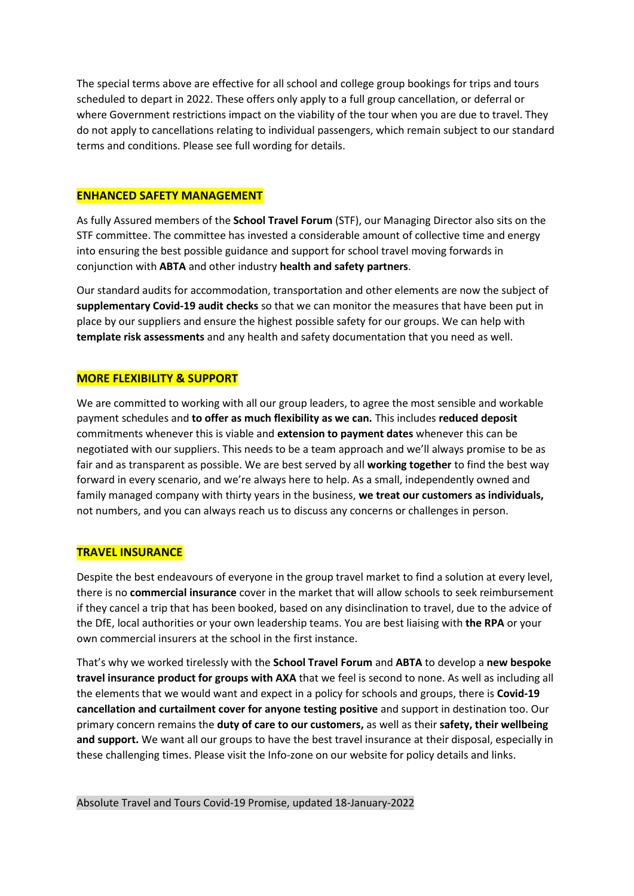The special terms above are effective for all school and college group bookings for trips and tours scheduled to depart in 2022. These offers only apply to a full group cancellation, or deferral or where Government restrictions impact on the viability of the tour when you are due to travel. They do not apply to cancellations relating to individual passengers, which remain subject to our standard terms and conditions. Please see full wording for details.

## ENHANCED SAFETY MANAGEMENT

As fully Assured members of the **School Travel Forum** (STF), our Managing Director also sits on the STF committee. The committee has invested a considerable amount of collective time and energy into ensuring the best possible guidance and support for school travel moving forwards in conjunction with **ABTA** and other industry **health and safety partners**.

Our standard audits for accommodation, transportation and other elements are now the subject of **supplementary Covid-19 audit checks** so that we can monitor the measures that have been put in place by our suppliers and ensure the highest possible safety for our groups. We can help with **template risk assessments** and any health and safety documentation that you need as well.

## MORE FLEXIBILITY & SUPPORT

We are committed to working with all our group leaders, to agree the most sensible and workable payment schedules and **to offer as much flexibility as we can.** This includes **reduced deposit** commitments whenever this is viable and **extension to payment dates** whenever this can be negotiated with our suppliers. This needs to be a team approach and we'll always promise to be as fair and as transparent as possible. We are best served by all **working together** to find the best way forward in every scenario, and we're always here to help. As a small, independently owned and family managed company with thirty years in the business, **we treat our customers as individuals,** not numbers, and you can always reach us to discuss any concerns or challenges in person.

## TRAVEL INSURANCE

Despite the best endeavours of everyone in the group travel market to find a solution at every level, there is no **commercial insurance** cover in the market that will allow schools to seek reimbursement if they cancel a trip that has been booked, based on any disinclination to travel, due to the advice of the DfE, local authorities or your own leadership teams. You are best liaising with **the RPA** or your own commercial insurers at the school in the first instance.

That's why we worked tirelessly with the **School Travel Forum** and **ABTA** to develop a **new bespoke travel insurance product for groups with AXA** that we feel is second to none. As well as including all the elements that we would want and expect in a policy for schools and groups, there is **Covid-19 cancellation and curtailment cover for anyone testing positive** and support in destination too. Our primary concern remains the **duty of care to our customers,** as well as their **safety, their wellbeing and support.** We want all our groups to have the best travel insurance at their disposal, especially in these challenging times. Please visit the Info-zone on our website for policy details and links.

Absolute Travel and Tours Covid-19 Promise, updated 18-January-2022